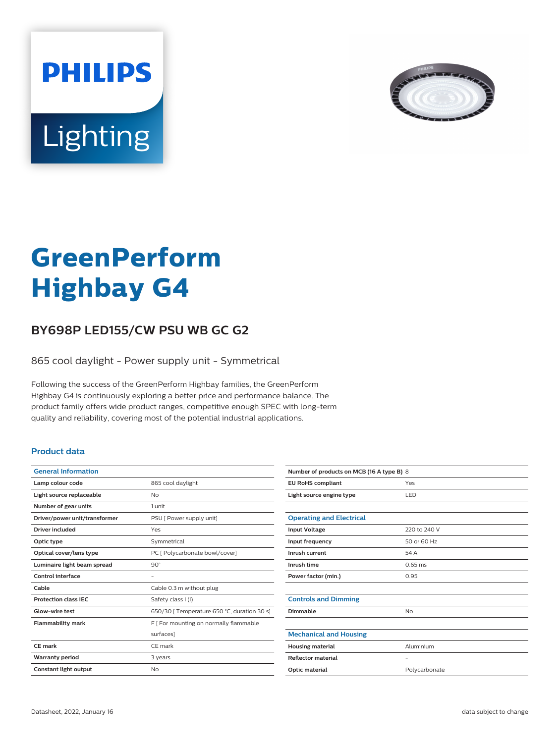PHILIPS

Lighting

# GreenPerform Highbay G4

## BY698P LED155/CW PSU WB GC G2

865 cool daylight - Power supply unit - Symmetrical

Following the success of the GreenPerform Highbay families, the GreenPerform Highbay G4 is continuously exploring a better price and performance balance. The product family offers wide product ranges, competitive enough SPEC with long-term quality and reliability, covering most of the potential industrial applications.

### Product data

| General Information | |
|---|---|
| Lamp colour code | 865 cool daylight |
| Light source replaceable | No |
| Number of gear units | 1 unit |
| Driver/power unit/transformer | PSU [ Power supply unit] |
| Driver included | Yes |
| Optic type | Symmetrical |
| Optical cover/lens type | PC [ Polycarbonate bowl/cover] |
| Luminaire light beam spread | 90° |
| Control interface | - |
| Cable | Cable 0.3 m without plug |
| Protection class IEC | Safety class I (I) |
| Glow-wire test | 650/30 [ Temperature 650 °C, duration 30 s] |
| Flammability mark | F [ For mounting on normally flammable surfaces] |
| CE mark | CE mark |
| Warranty period | 3 years |
| Constant light output | No |
| Number of products on MCB (16 A type B) | 8 |
| EU RoHS compliant | Yes |
| Light source engine type | LED |

| Operating and Electrical | |
|---|---|
| Input Voltage | 220 to 240 V |
| Input frequency | 50 or 60 Hz |
| Inrush current | 54 A |
| Inrush time | 0.65 ms |
| Power factor (min.) | 0.95 |

| Controls and Dimming | |
|---|---|
| Dimmable | No |

| Mechanical and Housing | |
|---|---|
| Housing material | Aluminium |
| Reflector material | - |
| Optic material | Polycarbonate |

Datasheet, 2022, January 16

data subject to change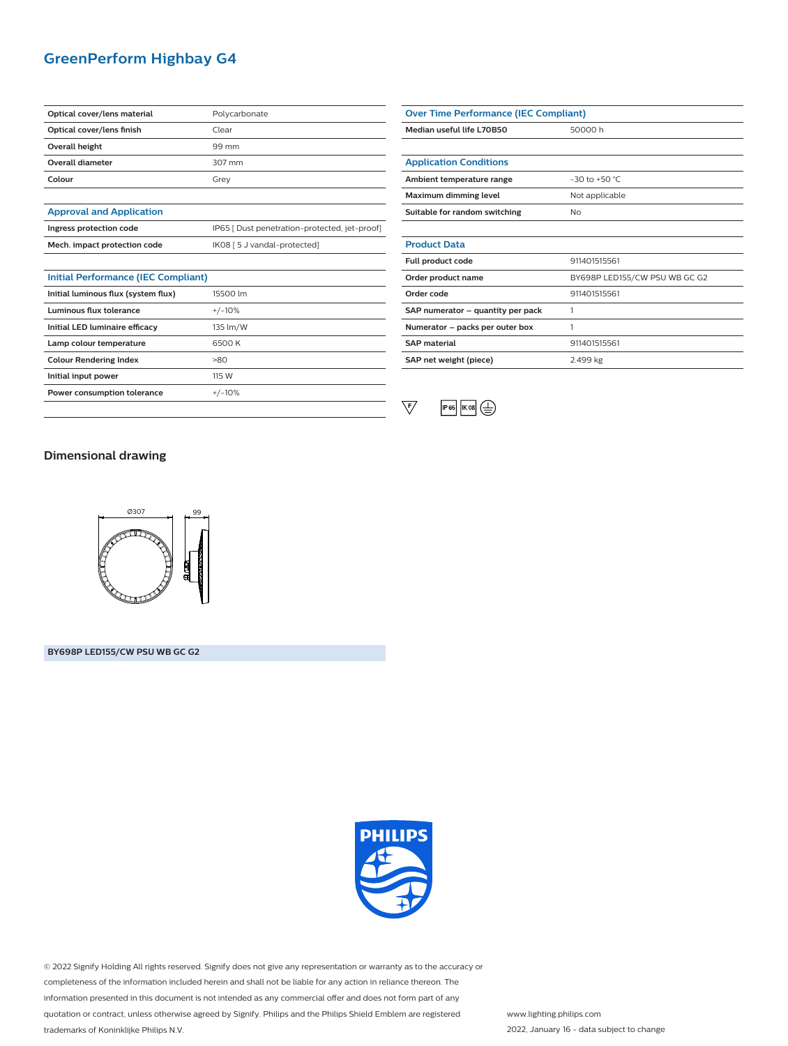# GreenPerform Highbay G4

| | |
|---|---|
| Optical cover/lens material | Polycarbonate |
| Optical cover/lens finish | Clear |
| Overall height | 99 mm |
| Overall diameter | 307 mm |
| Colour | Grey |

### Approval and Application

| | |
|---|---|
| Ingress protection code | IP65 [ Dust penetration-protected, jet-proof] |
| Mech. impact protection code | IK08 [ 5 J vandal-protected] |

### Initial Performance (IEC Compliant)

| | |
|---|---|
| Initial luminous flux (system flux) | 15500 lm |
| Luminous flux tolerance | +/-10% |
| Initial LED luminaire efficacy | 135 lm/W |
| Lamp colour temperature | 6500 K |
| Colour Rendering Index | >80 |
| Initial input power | 115 W |
| Power consumption tolerance | +/-10% |

### Over Time Performance (IEC Compliant)

| | |
|---|---|
| Median useful life L70B50 | 50000 h |

### Application Conditions

| | |
|---|---|
| Ambient temperature range | -30 to +50 °C |
| Maximum dimming level | Not applicable |
| Suitable for random switching | No |

### Product Data

| | |
|---|---|
| Full product code | 911401515561 |
| Order product name | BY698P LED155/CW PSU WB GC G2 |
| Order code | 911401515561 |
| SAP numerator – quantity per pack | 1 |
| Numerator – packs per outer box | 1 |
| SAP material | 911401515561 |
| SAP net weight (piece) | 2.499 kg |

F IP65 IK08

## Dimensional drawing

Ø307

99

**BY698P LED155/CW PSU WB GC G2**

PHILIPS

© 2022 Signify Holding All rights reserved. Signify does not give any representation or warranty as to the accuracy or completeness of the information included herein and shall not be liable for any action in reliance thereon. The information presented in this document is not intended as any commercial offer and does not form part of any quotation or contract, unless otherwise agreed by Signify. Philips and the Philips Shield Emblem are registered trademarks of Koninklijke Philips N.V.

www.lighting.philips.com

2022, January 16 - data subject to change